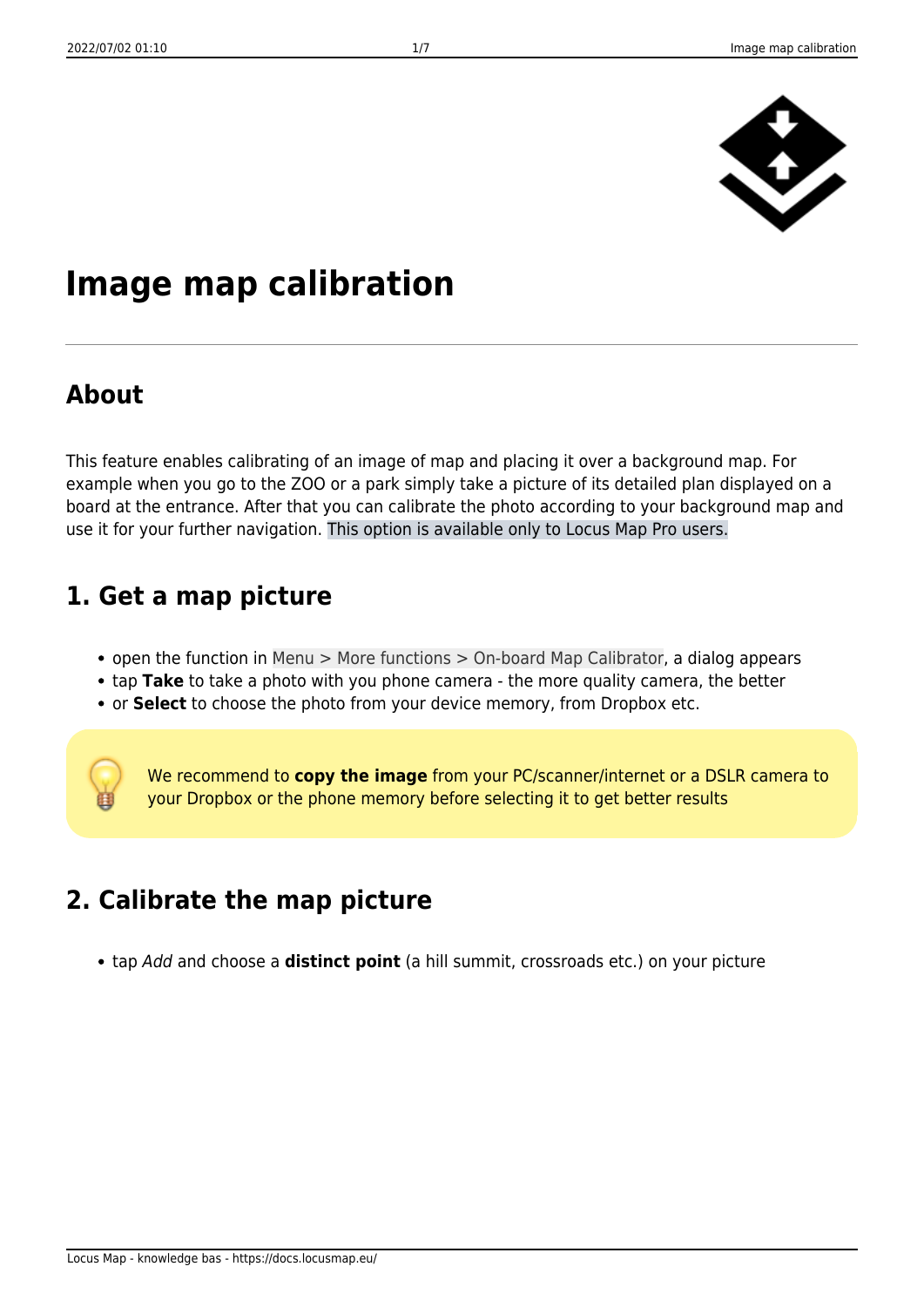# Image map calibration

## About

This feature enables calibrating of an image of map and placing it over a background map. For example when you go to the ZOO or a park simply take a picture of its detailed plan displayed on a board at the entrance. After that you can calibrate the photo according to your background map and use it for your further navigation. This option is available only to Locus Map Pro users.

## 1. Get a map picture

- open the function in Menu > More functions > On-board Map Calibrator, a dialog appears
- tap **Take** to take a photo with you phone camera - the more quality camera, the better
- or **Select** to choose the photo from your device memory, from Dropbox etc.

We recommend to **copy the image** from your PC/scanner/internet or a DSLR camera to your Dropbox or the phone memory before selecting it to get better results

## 2. Calibrate the map picture

- tap *Add* and choose a **distinct point** (a hill summit, crossroads etc.) on your picture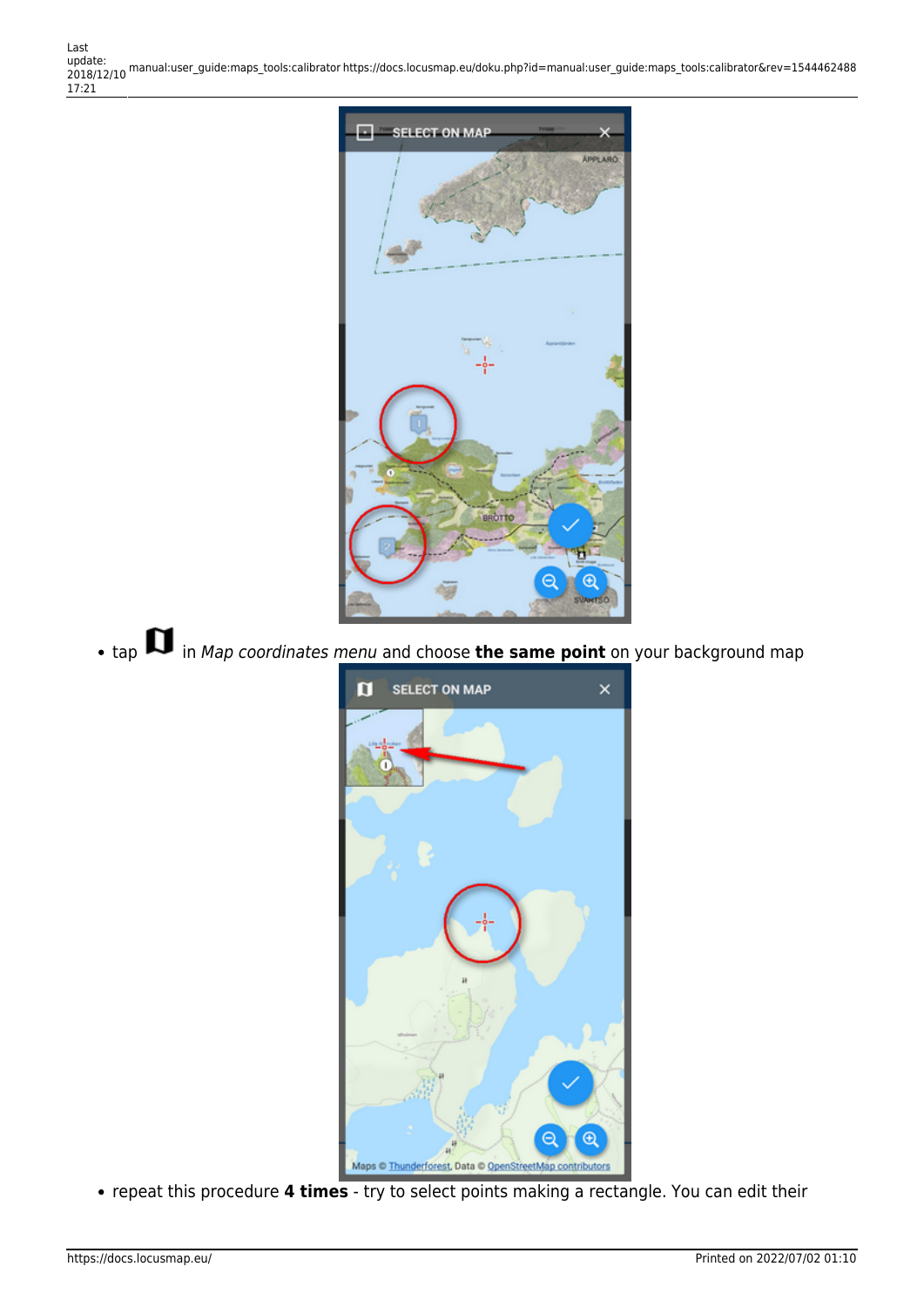- tap in *Map coordinates menu* and choose **the same point** on your background map

- repeat this procedure **4 times** - try to select points making a rectangle. You can edit their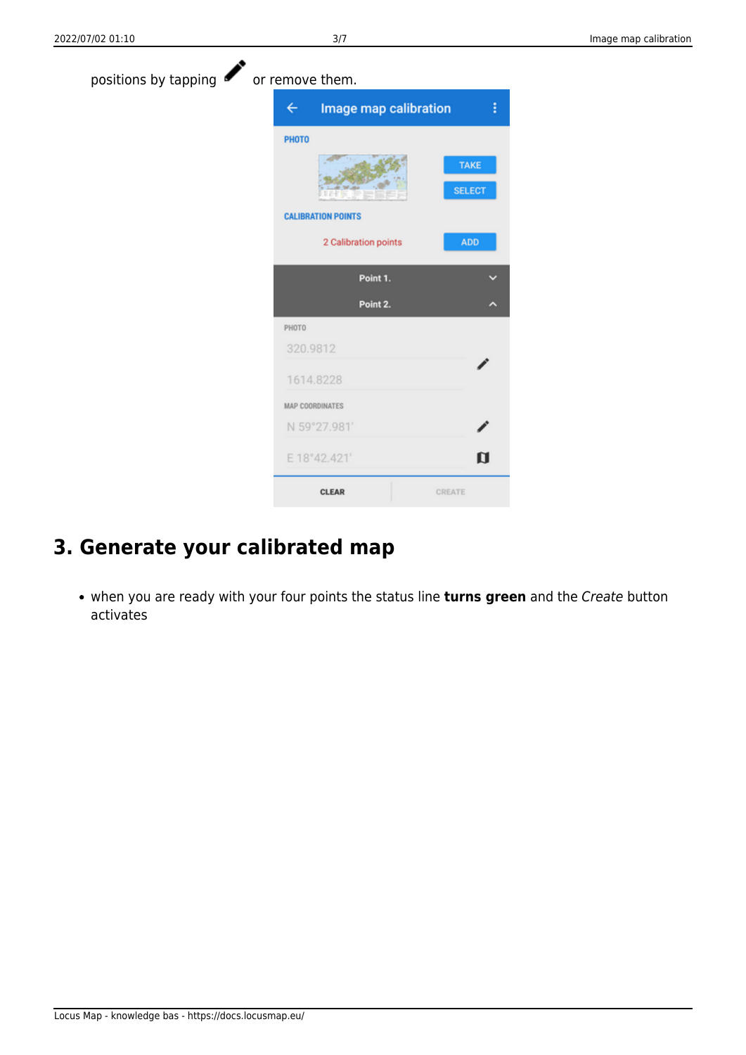positions by tapping ✏ or remove them.

## 3. Generate your calibrated map

- when you are ready with your four points the status line **turns green** and the *Create* button activates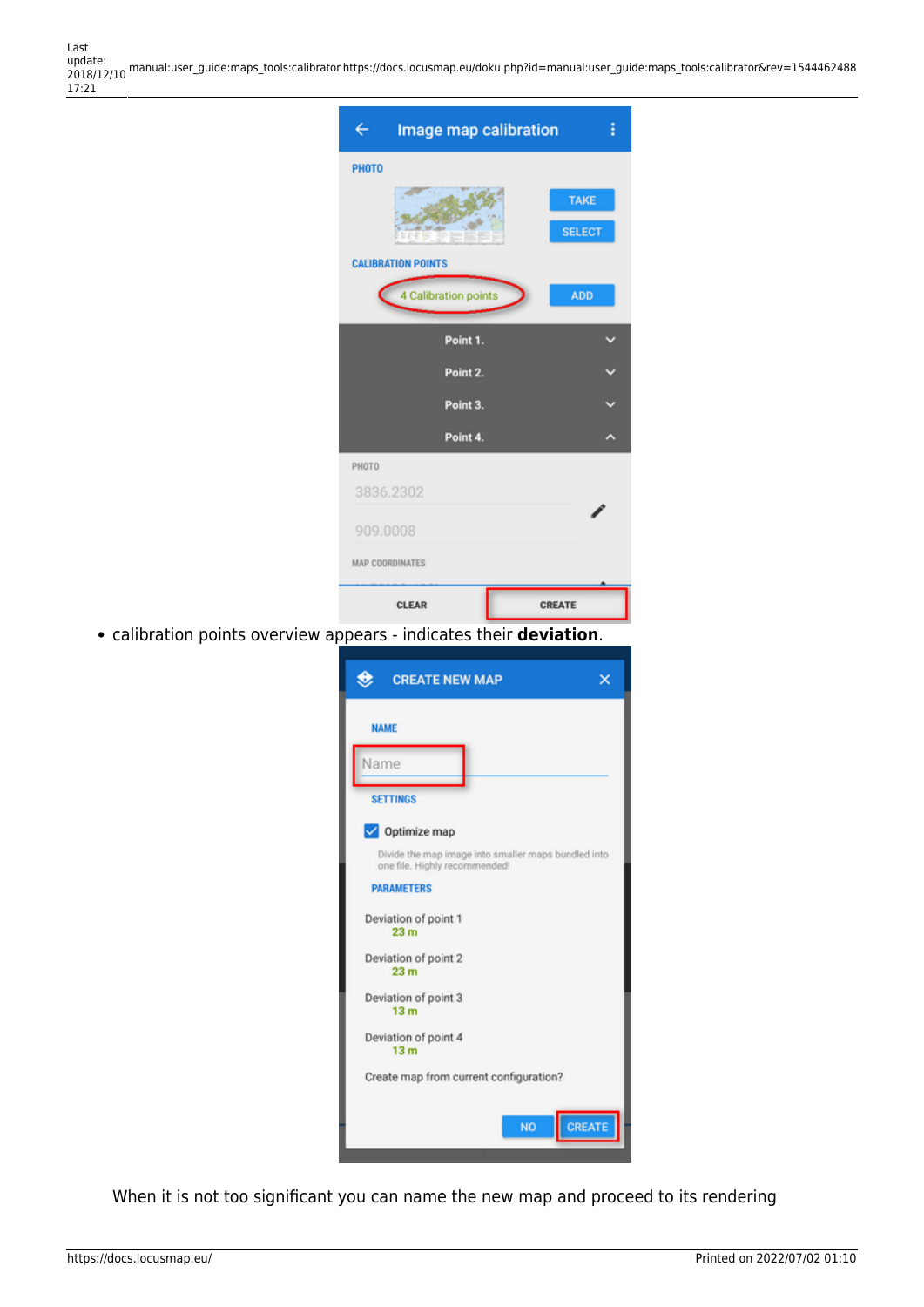- calibration points overview appears - indicates their **deviation**.

When it is not too significant you can name the new map and proceed to its rendering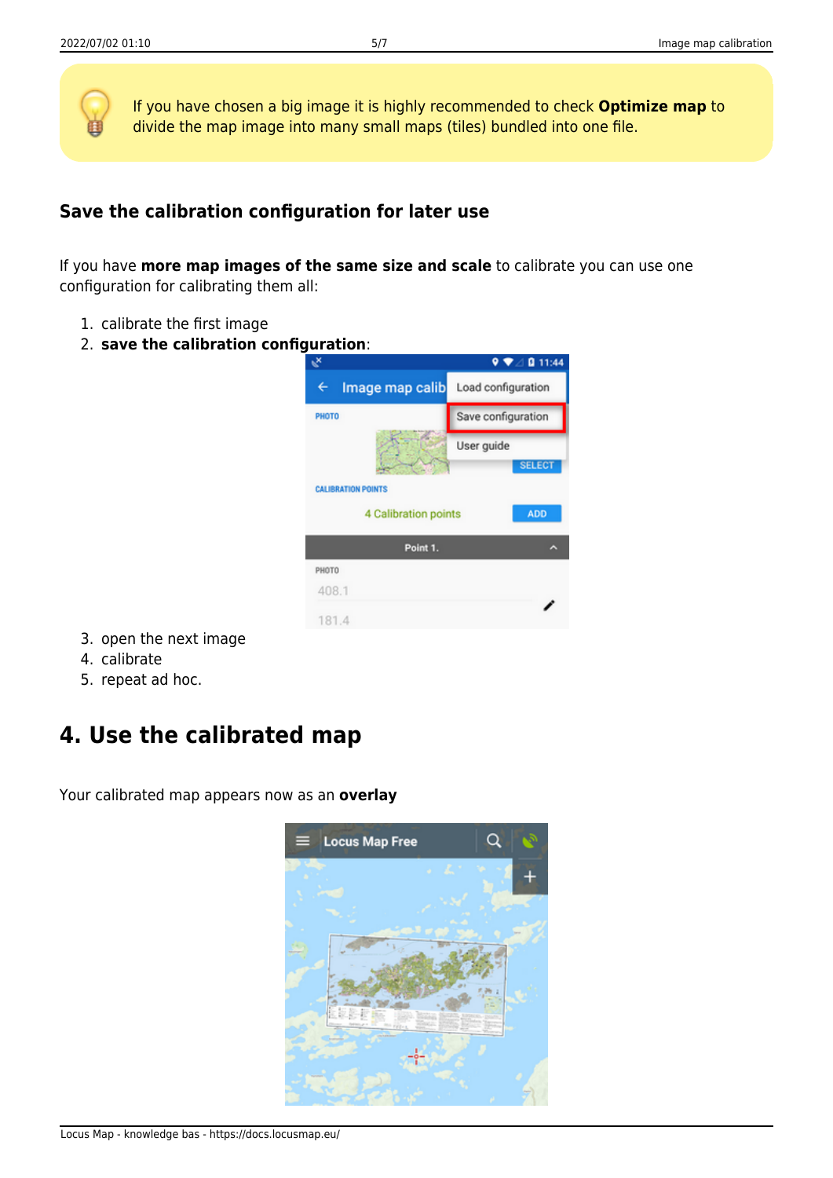If you have chosen a big image it is highly recommended to check **Optimize map** to divide the map image into many small maps (tiles) bundled into one file.

### Save the calibration configuration for later use

If you have **more map images of the same size and scale** to calibrate you can use one configuration for calibrating them all:

1. calibrate the first image
2. **save the calibration configuration**:
3. open the next image
4. calibrate
5. repeat ad hoc.

## 4. Use the calibrated map

Your calibrated map appears now as an **overlay**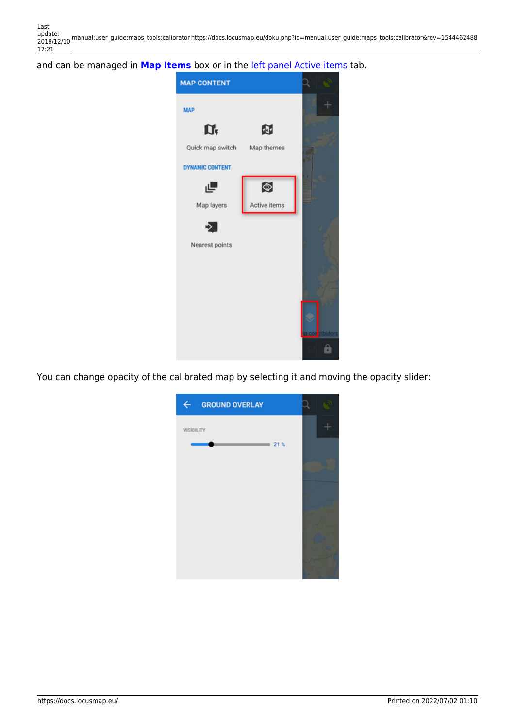and can be managed in **Map Items** box or in the left panel Active items tab.

You can change opacity of the calibrated map by selecting it and moving the opacity slider: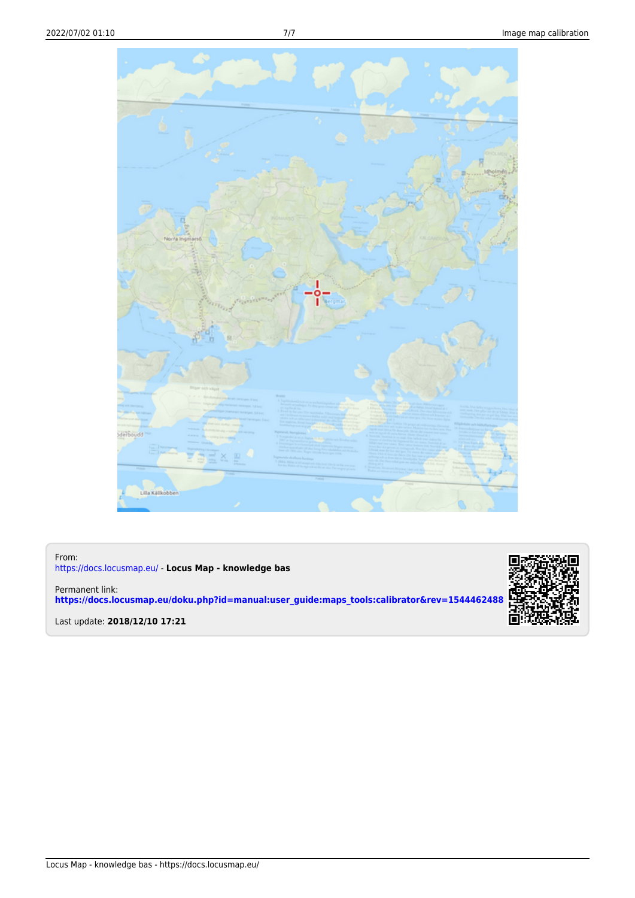From:
https://docs.locusmap.eu/ - **Locus Map - knowledge bas**

Permanent link:
**https://docs.locusmap.eu/doku.php?id=manual:user_guide:maps_tools:calibrator&rev=1544462488**

Last update: **2018/12/10 17:21**